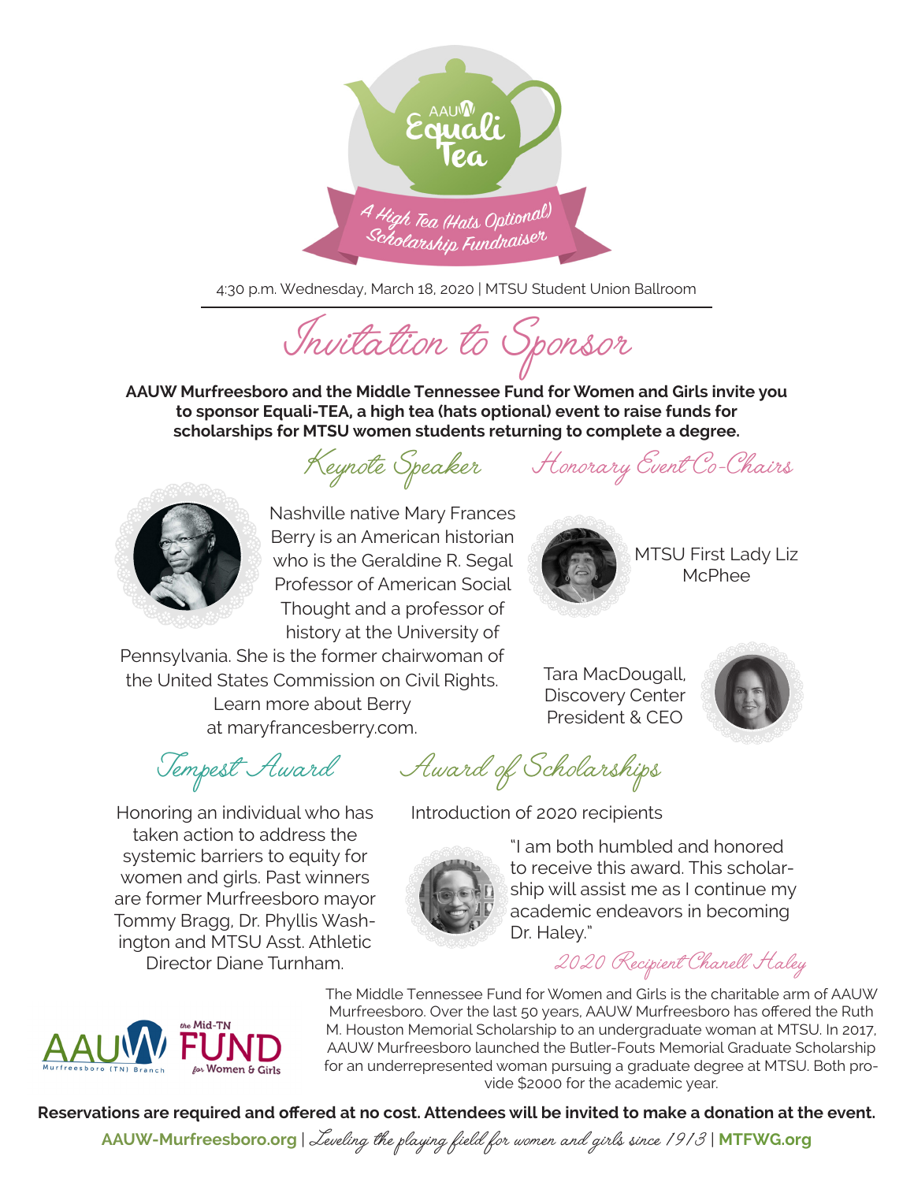AAUW Equali Tea

A High Tea (Hats Optional) Scholarship Fundraiser

4:30 p.m. Wednesday, March 18, 2020 | MTSU Student Union Ballroom

# Invitation to Sponsor

**AAUW Murfreesboro and the Middle Tennessee Fund for Women and Girls invite you to sponsor Equali-TEA, a high tea (hats optional) event to raise funds for scholarships for MTSU women students returning to complete a degree.**

## Keynote Speaker

Nashville native Mary Frances Berry is an American historian who is the Geraldine R. Segal Professor of American Social Thought and a professor of history at the University of Pennsylvania. She is the former chairwoman of the United States Commission on Civil Rights. Learn more about Berry at maryfrancesberry.com.

## Honorary Event Co-Chairs

MTSU First Lady Liz McPhee

Tara MacDougall, Discovery Center President & CEO

## Tempest Award

Honoring an individual who has taken action to address the systemic barriers to equity for women and girls. Past winners are former Murfreesboro mayor Tommy Bragg, Dr. Phyllis Washington and MTSU Asst. Athletic Director Diane Turnham.

## Award of Scholarships

Introduction of 2020 recipients

"I am both humbled and honored to receive this award. This scholarship will assist me as I continue my academic endeavors in becoming Dr. Haley."

*2020 Recipient Chanell Haley*

AAUW Murfreesboro (TN) Branch | the Mid-TN FUND for Women & Girls

The Middle Tennessee Fund for Women and Girls is the charitable arm of AAUW Murfreesboro. Over the last 50 years, AAUW Murfreesboro has offered the Ruth M. Houston Memorial Scholarship to an undergraduate woman at MTSU. In 2017, AAUW Murfreesboro launched the Butler-Fouts Memorial Graduate Scholarship for an underrepresented woman pursuing a graduate degree at MTSU. Both provide $2000 for the academic year.

**Reservations are required and offered at no cost. Attendees will be invited to make a donation at the event.**

**AAUW-Murfreesboro.org** | *Leveling the playing field for women and girls since 1913* | **MTFWG.org**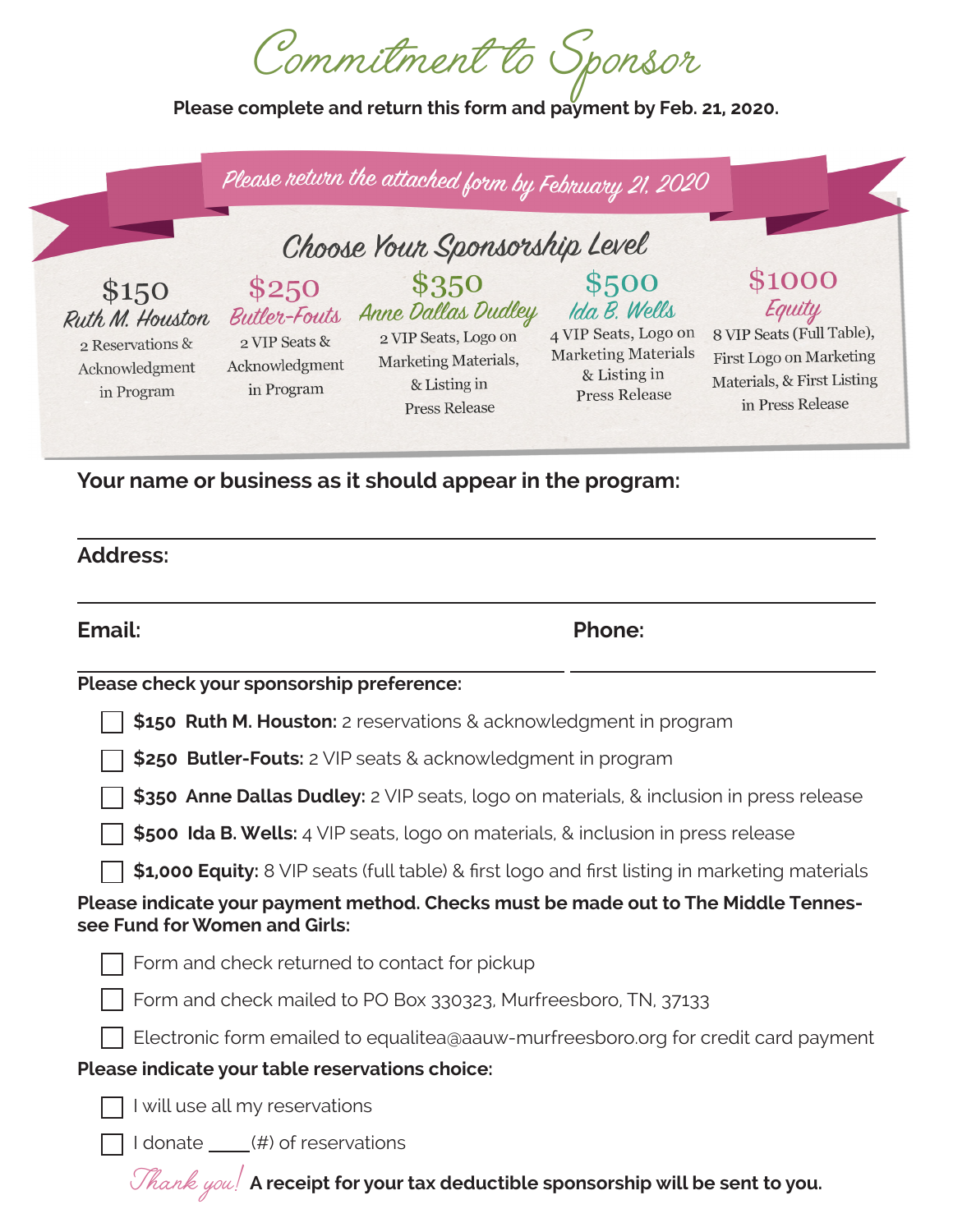# Commitment to Sponsor

**Please complete and return this form and payment by Feb. 21, 2020.**

*Please return the attached form by February 21, 2020*

## Choose Your Sponsorship Level

**$150**
*Ruth M. Houston*
2 Reservations & Acknowledgment in Program

**$250**
*Butler-Fouts*
2 VIP Seats & Acknowledgment in Program

**$350**
*Anne Dallas Dudley*
2 VIP Seats, Logo on Marketing Materials, & Listing in Press Release

**$500**
*Ida B. Wells*
4 VIP Seats, Logo on Marketing Materials & Listing in Press Release

**$1000**
*Equity*
8 VIP Seats (Full Table), First Logo on Marketing Materials, & First Listing in Press Release

**Your name or business as it should appear in the program:**

______________________________________________

**Address:**

______________________________________________

**Email:** ______________________ **Phone:** ______________________

**Please check your sponsorship preference:**

- ☐ **$150 Ruth M. Houston:** 2 reservations & acknowledgment in program
- ☐ **$250 Butler-Fouts:** 2 VIP seats & acknowledgment in program
- ☐ **$350 Anne Dallas Dudley:** 2 VIP seats, logo on materials, & inclusion in press release
- ☐ **$500 Ida B. Wells:** 4 VIP seats, logo on materials, & inclusion in press release
- ☐ **$1,000 Equity:** 8 VIP seats (full table) & first logo and first listing in marketing materials

**Please indicate your payment method. Checks must be made out to The Middle Tennessee Fund for Women and Girls:**

- ☐ Form and check returned to contact for pickup
- ☐ Form and check mailed to PO Box 330323, Murfreesboro, TN, 37133
- ☐ Electronic form emailed to equalitea@aauw-murfreesboro.org for credit card payment

**Please indicate your table reservations choice:**

- ☐ I will use all my reservations
- ☐ I donate ____(#) of reservations

*Thank you!* **A receipt for your tax deductible sponsorship will be sent to you.**